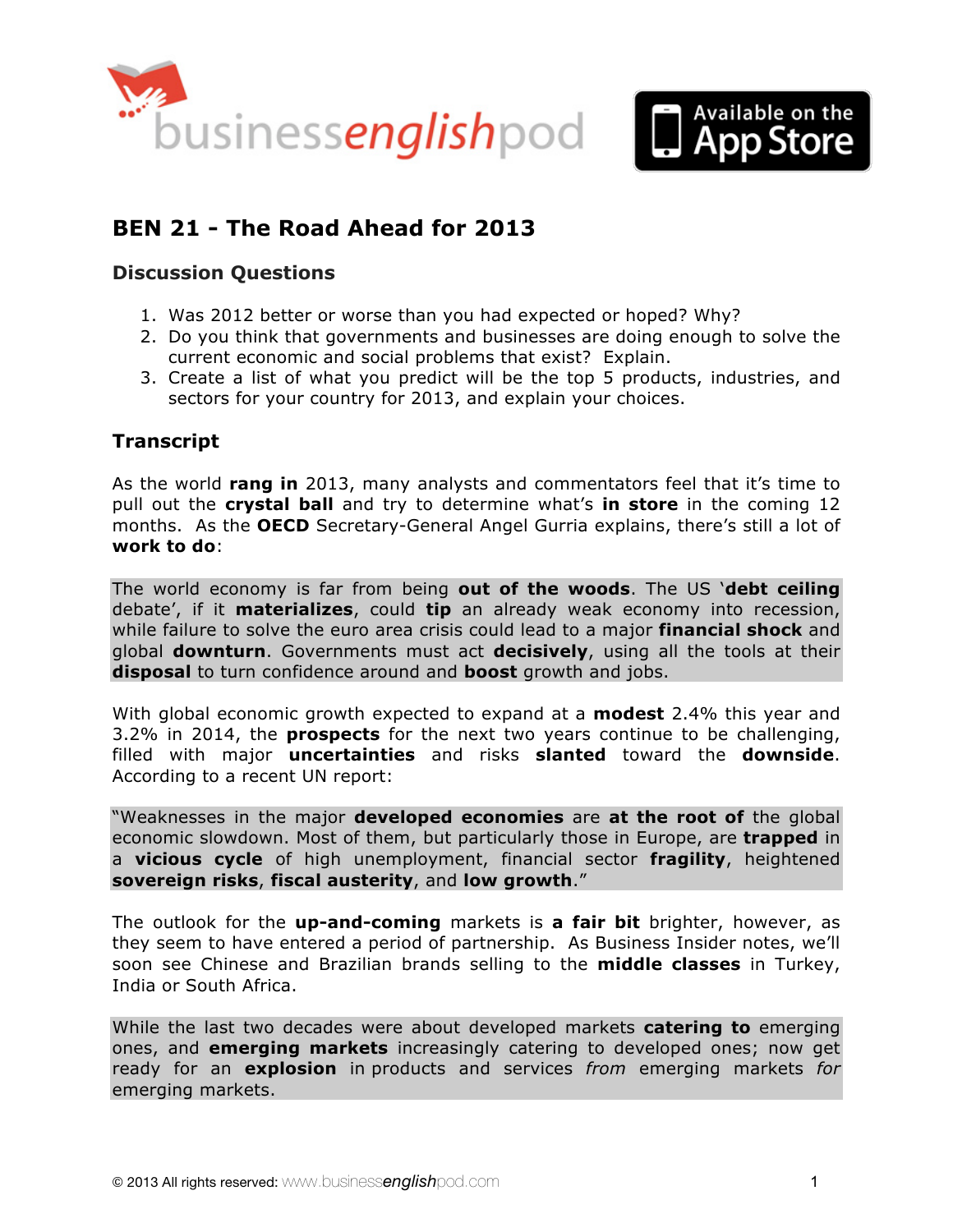# BEN 21 - The Road Ahead for 2013

## Discussion Questions

1. Was 2012 better or worse than you had expected or hoped? Why?
2. Do you think that governments and businesses are doing enough to solve the current economic and social problems that exist? Explain.
3. Create a list of what you predict will be the top 5 products, industries, and sectors for your country for 2013, and explain your choices.

## Transcript

As the world **rang in** 2013, many analysts and commentators feel that it's time to pull out the **crystal ball** and try to determine what's **in store** in the coming 12 months. As the **OECD** Secretary-General Angel Gurria explains, there's still a lot of **work to do**:

> The world economy is far from being **out of the woods**. The US '**debt ceiling** debate', if it **materializes**, could **tip** an already weak economy into recession, while failure to solve the euro area crisis could lead to a major **financial shock** and global **downturn**. Governments must act **decisively**, using all the tools at their **disposal** to turn confidence around and **boost** growth and jobs.

With global economic growth expected to expand at a **modest** 2.4% this year and 3.2% in 2014, the **prospects** for the next two years continue to be challenging, filled with major **uncertainties** and risks **slanted** toward the **downside**. According to a recent UN report:

> "Weaknesses in the major **developed economies** are **at the root of** the global economic slowdown. Most of them, but particularly those in Europe, are **trapped** in a **vicious cycle** of high unemployment, financial sector **fragility**, heightened **sovereign risks**, **fiscal austerity**, and **low growth**."

The outlook for the **up-and-coming** markets is **a fair bit** brighter, however, as they seem to have entered a period of partnership. As Business Insider notes, we'll soon see Chinese and Brazilian brands selling to the **middle classes** in Turkey, India or South Africa.

> While the last two decades were about developed markets **catering to** emerging ones, and **emerging markets** increasingly catering to developed ones; now get ready for an **explosion** in products and services *from* emerging markets *for* emerging markets.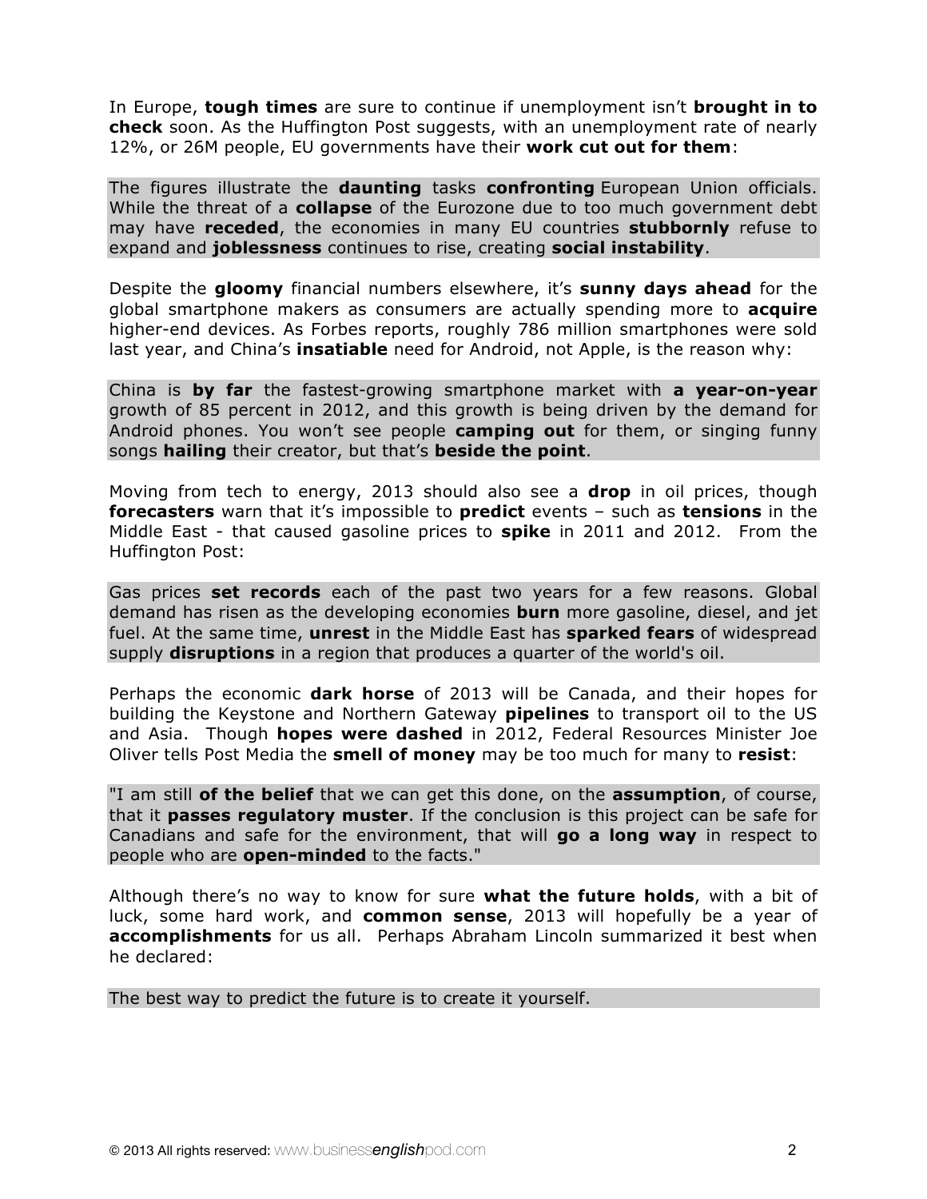In Europe, **tough times** are sure to continue if unemployment isn't **brought in to check** soon. As the Huffington Post suggests, with an unemployment rate of nearly 12%, or 26M people, EU governments have their **work cut out for them**:

> The figures illustrate the **daunting** tasks **confronting** European Union officials. While the threat of a **collapse** of the Eurozone due to too much government debt may have **receded**, the economies in many EU countries **stubbornly** refuse to expand and **joblessness** continues to rise, creating **social instability**.

Despite the **gloomy** financial numbers elsewhere, it's **sunny days ahead** for the global smartphone makers as consumers are actually spending more to **acquire** higher-end devices. As Forbes reports, roughly 786 million smartphones were sold last year, and China's **insatiable** need for Android, not Apple, is the reason why:

> China is **by far** the fastest-growing smartphone market with **a year-on-year** growth of 85 percent in 2012, and this growth is being driven by the demand for Android phones. You won't see people **camping out** for them, or singing funny songs **hailing** their creator, but that's **beside the point**.

Moving from tech to energy, 2013 should also see a **drop** in oil prices, though **forecasters** warn that it's impossible to **predict** events – such as **tensions** in the Middle East - that caused gasoline prices to **spike** in 2011 and 2012. From the Huffington Post:

> Gas prices **set records** each of the past two years for a few reasons. Global demand has risen as the developing economies **burn** more gasoline, diesel, and jet fuel. At the same time, **unrest** in the Middle East has **sparked fears** of widespread supply **disruptions** in a region that produces a quarter of the world's oil.

Perhaps the economic **dark horse** of 2013 will be Canada, and their hopes for building the Keystone and Northern Gateway **pipelines** to transport oil to the US and Asia. Though **hopes were dashed** in 2012, Federal Resources Minister Joe Oliver tells Post Media the **smell of money** may be too much for many to **resist**:

> "I am still **of the belief** that we can get this done, on the **assumption**, of course, that it **passes regulatory muster**. If the conclusion is this project can be safe for Canadians and safe for the environment, that will **go a long way** in respect to people who are **open-minded** to the facts."

Although there's no way to know for sure **what the future holds**, with a bit of luck, some hard work, and **common sense**, 2013 will hopefully be a year of **accomplishments** for us all. Perhaps Abraham Lincoln summarized it best when he declared:

> The best way to predict the future is to create it yourself.

© 2013 All rights reserved: www.businessenglishpod.com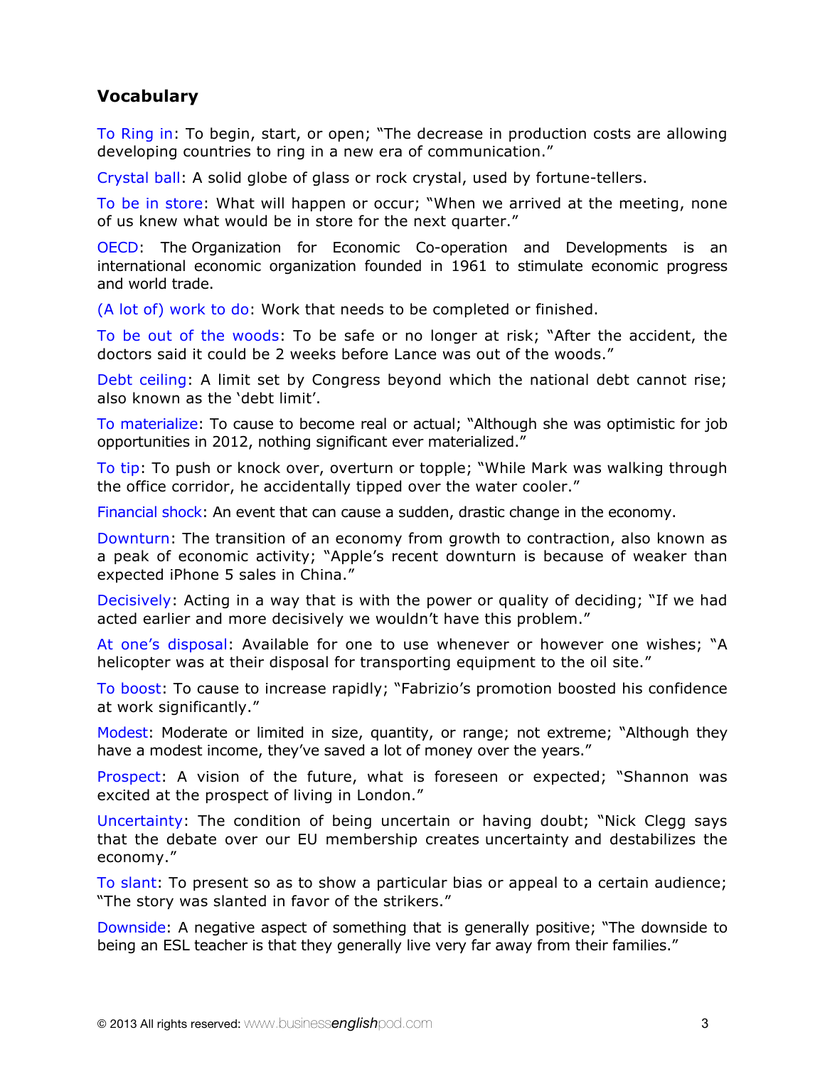## Vocabulary

To Ring in: To begin, start, or open; "The decrease in production costs are allowing developing countries to ring in a new era of communication."

Crystal ball: A solid globe of glass or rock crystal, used by fortune-tellers.

To be in store: What will happen or occur; "When we arrived at the meeting, none of us knew what would be in store for the next quarter."

OECD: The Organization for Economic Co-operation and Developments is an international economic organization founded in 1961 to stimulate economic progress and world trade.

(A lot of) work to do: Work that needs to be completed or finished.

To be out of the woods: To be safe or no longer at risk; "After the accident, the doctors said it could be 2 weeks before Lance was out of the woods."

Debt ceiling: A limit set by Congress beyond which the national debt cannot rise; also known as the 'debt limit'.

To materialize: To cause to become real or actual; "Although she was optimistic for job opportunities in 2012, nothing significant ever materialized."

To tip: To push or knock over, overturn or topple; "While Mark was walking through the office corridor, he accidentally tipped over the water cooler."

Financial shock: An event that can cause a sudden, drastic change in the economy.

Downturn: The transition of an economy from growth to contraction, also known as a peak of economic activity; "Apple's recent downturn is because of weaker than expected iPhone 5 sales in China."

Decisively: Acting in a way that is with the power or quality of deciding; "If we had acted earlier and more decisively we wouldn't have this problem."

At one's disposal: Available for one to use whenever or however one wishes; "A helicopter was at their disposal for transporting equipment to the oil site."

To boost: To cause to increase rapidly; "Fabrizio's promotion boosted his confidence at work significantly."

Modest: Moderate or limited in size, quantity, or range; not extreme; "Although they have a modest income, they've saved a lot of money over the years."

Prospect: A vision of the future, what is foreseen or expected; "Shannon was excited at the prospect of living in London."

Uncertainty: The condition of being uncertain or having doubt; "Nick Clegg says that the debate over our EU membership creates uncertainty and destabilizes the economy."

To slant: To present so as to show a particular bias or appeal to a certain audience; "The story was slanted in favor of the strikers."

Downside: A negative aspect of something that is generally positive; "The downside to being an ESL teacher is that they generally live very far away from their families."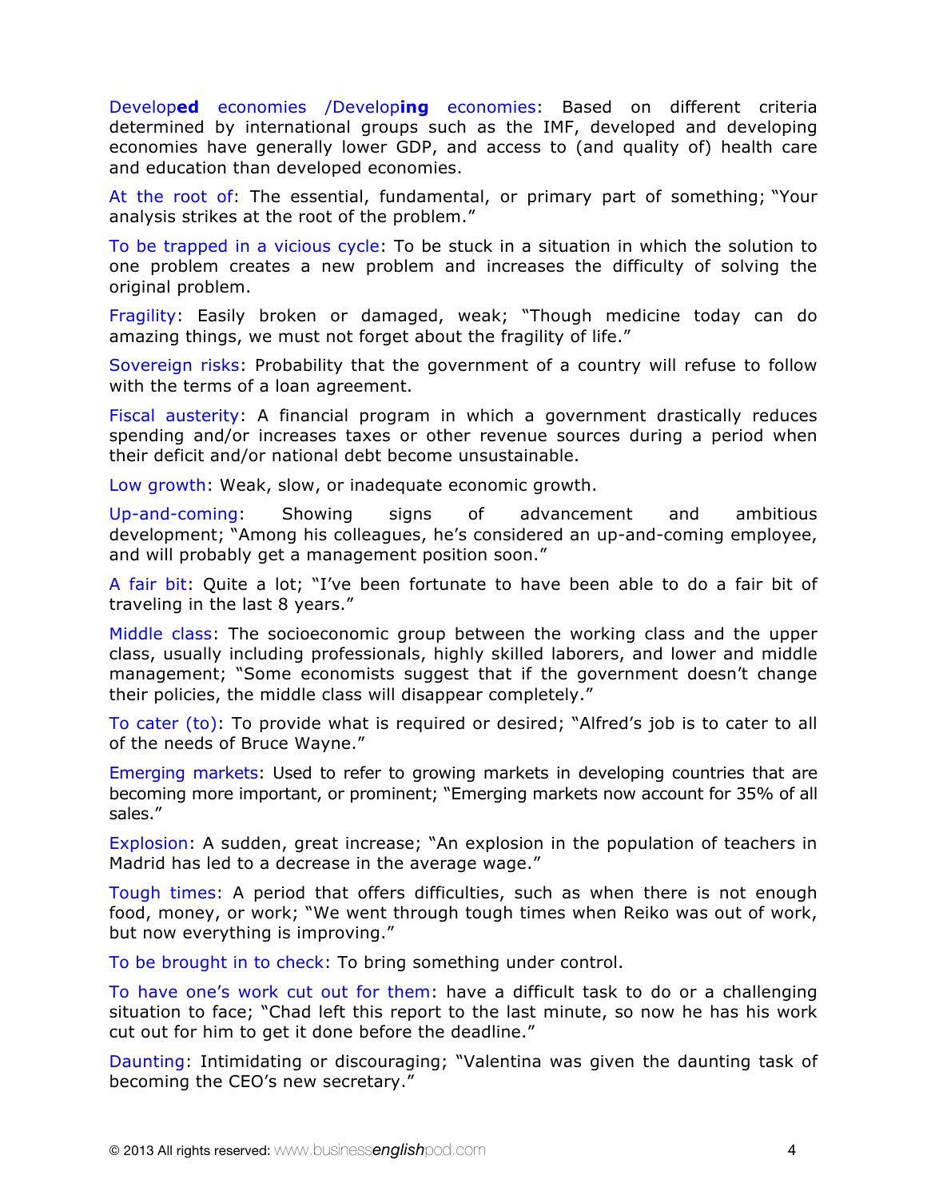Develop**ed** economies /Develop**ing** economies: Based on different criteria determined by international groups such as the IMF, developed and developing economies have generally lower GDP, and access to (and quality of) health care and education than developed economies.

At the root of: The essential, fundamental, or primary part of something; "Your analysis strikes at the root of the problem."

To be trapped in a vicious cycle: To be stuck in a situation in which the solution to one problem creates a new problem and increases the difficulty of solving the original problem.

Fragility: Easily broken or damaged, weak; "Though medicine today can do amazing things, we must not forget about the fragility of life."

Sovereign risks: Probability that the government of a country will refuse to follow with the terms of a loan agreement.

Fiscal austerity: A financial program in which a government drastically reduces spending and/or increases taxes or other revenue sources during a period when their deficit and/or national debt become unsustainable.

Low growth: Weak, slow, or inadequate economic growth.

Up-and-coming: Showing signs of advancement and ambitious development; "Among his colleagues, he's considered an up-and-coming employee, and will probably get a management position soon."

A fair bit: Quite a lot; "I've been fortunate to have been able to do a fair bit of traveling in the last 8 years."

Middle class: The socioeconomic group between the working class and the upper class, usually including professionals, highly skilled laborers, and lower and middle management; "Some economists suggest that if the government doesn't change their policies, the middle class will disappear completely."

To cater (to): To provide what is required or desired; "Alfred's job is to cater to all of the needs of Bruce Wayne."

Emerging markets: Used to refer to growing markets in developing countries that are becoming more important, or prominent; "Emerging markets now account for 35% of all sales."

Explosion: A sudden, great increase; "An explosion in the population of teachers in Madrid has led to a decrease in the average wage."

Tough times: A period that offers difficulties, such as when there is not enough food, money, or work; "We went through tough times when Reiko was out of work, but now everything is improving."

To be brought in to check: To bring something under control.

To have one's work cut out for them: have a difficult task to do or a challenging situation to face; "Chad left this report to the last minute, so now he has his work cut out for him to get it done before the deadline."

Daunting: Intimidating or discouraging; "Valentina was given the daunting task of becoming the CEO's new secretary."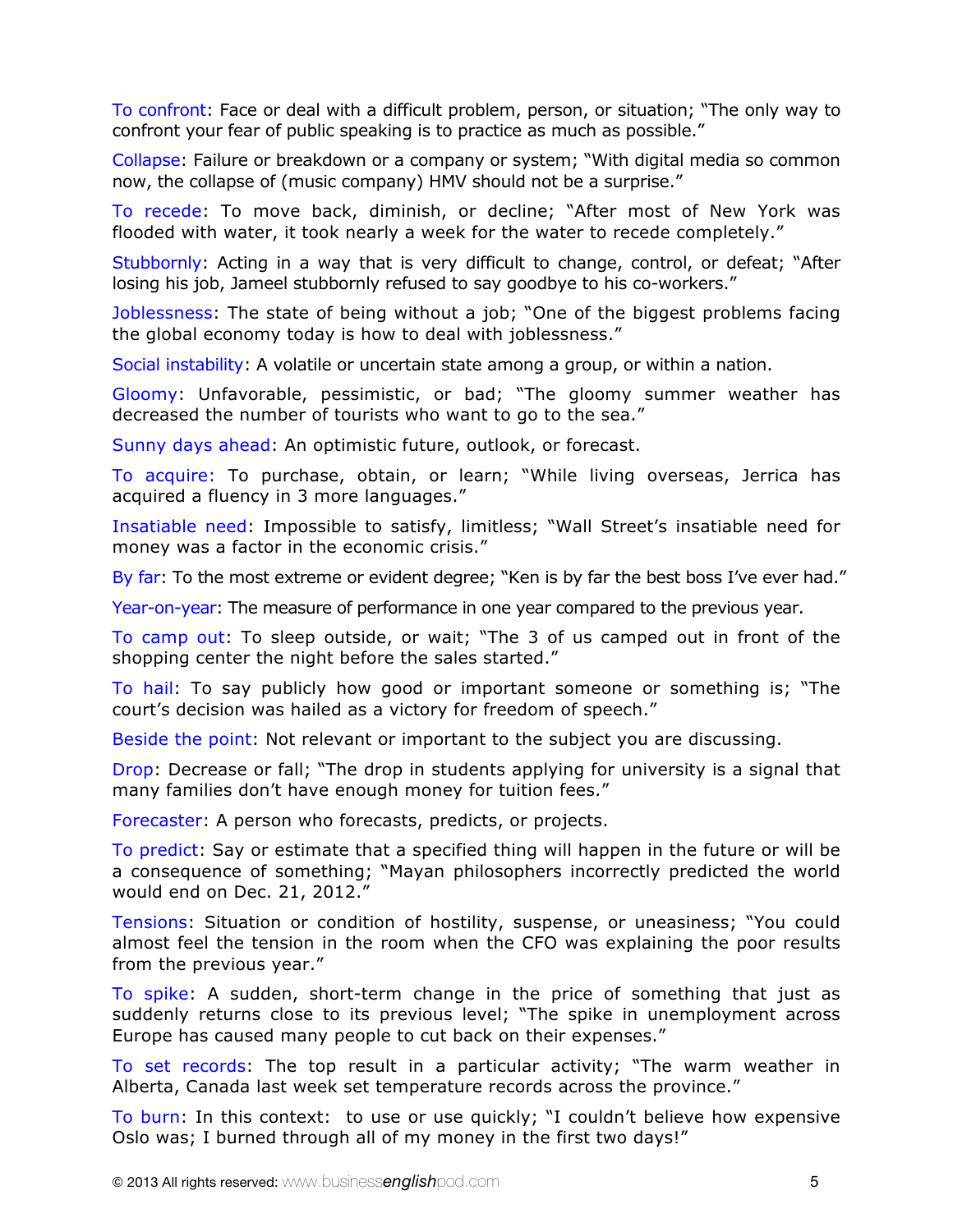To confront: Face or deal with a difficult problem, person, or situation; "The only way to confront your fear of public speaking is to practice as much as possible."

Collapse: Failure or breakdown or a company or system; "With digital media so common now, the collapse of (music company) HMV should not be a surprise."

To recede: To move back, diminish, or decline; "After most of New York was flooded with water, it took nearly a week for the water to recede completely."

Stubbornly: Acting in a way that is very difficult to change, control, or defeat; "After losing his job, Jameel stubbornly refused to say goodbye to his co-workers."

Joblessness: The state of being without a job; "One of the biggest problems facing the global economy today is how to deal with joblessness."

Social instability: A volatile or uncertain state among a group, or within a nation.

Gloomy: Unfavorable, pessimistic, or bad; "The gloomy summer weather has decreased the number of tourists who want to go to the sea."

Sunny days ahead: An optimistic future, outlook, or forecast.

To acquire: To purchase, obtain, or learn; "While living overseas, Jerrica has acquired a fluency in 3 more languages."

Insatiable need: Impossible to satisfy, limitless; "Wall Street's insatiable need for money was a factor in the economic crisis."

By far: To the most extreme or evident degree; "Ken is by far the best boss I've ever had."

Year-on-year: The measure of performance in one year compared to the previous year.

To camp out: To sleep outside, or wait; "The 3 of us camped out in front of the shopping center the night before the sales started."

To hail: To say publicly how good or important someone or something is; "The court's decision was hailed as a victory for freedom of speech."

Beside the point: Not relevant or important to the subject you are discussing.

Drop: Decrease or fall; "The drop in students applying for university is a signal that many families don't have enough money for tuition fees."

Forecaster: A person who forecasts, predicts, or projects.

To predict: Say or estimate that a specified thing will happen in the future or will be a consequence of something; "Mayan philosophers incorrectly predicted the world would end on Dec. 21, 2012."

Tensions: Situation or condition of hostility, suspense, or uneasiness; "You could almost feel the tension in the room when the CFO was explaining the poor results from the previous year."

To spike: A sudden, short-term change in the price of something that just as suddenly returns close to its previous level; "The spike in unemployment across Europe has caused many people to cut back on their expenses."

To set records: The top result in a particular activity; "The warm weather in Alberta, Canada last week set temperature records across the province."

To burn: In this context: to use or use quickly; "I couldn't believe how expensive Oslo was; I burned through all of my money in the first two days!"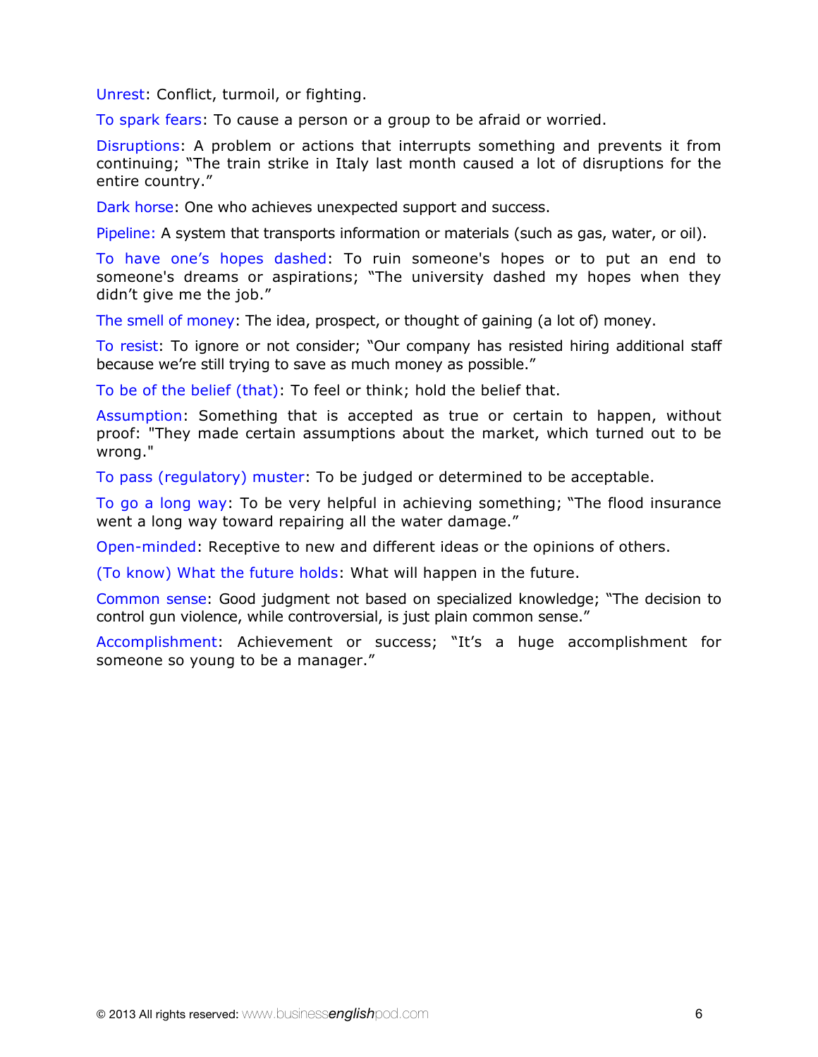Unrest: Conflict, turmoil, or fighting.

To spark fears: To cause a person or a group to be afraid or worried.

Disruptions: A problem or actions that interrupts something and prevents it from continuing; "The train strike in Italy last month caused a lot of disruptions for the entire country."

Dark horse: One who achieves unexpected support and success.

Pipeline: A system that transports information or materials (such as gas, water, or oil).

To have one's hopes dashed: To ruin someone's hopes or to put an end to someone's dreams or aspirations; "The university dashed my hopes when they didn't give me the job."

The smell of money: The idea, prospect, or thought of gaining (a lot of) money.

To resist: To ignore or not consider; "Our company has resisted hiring additional staff because we're still trying to save as much money as possible."

To be of the belief (that): To feel or think; hold the belief that.

Assumption: Something that is accepted as true or certain to happen, without proof: "They made certain assumptions about the market, which turned out to be wrong."

To pass (regulatory) muster: To be judged or determined to be acceptable.

To go a long way: To be very helpful in achieving something; "The flood insurance went a long way toward repairing all the water damage."

Open-minded: Receptive to new and different ideas or the opinions of others.

(To know) What the future holds: What will happen in the future.

Common sense: Good judgment not based on specialized knowledge; "The decision to control gun violence, while controversial, is just plain common sense."

Accomplishment: Achievement or success; "It's a huge accomplishment for someone so young to be a manager."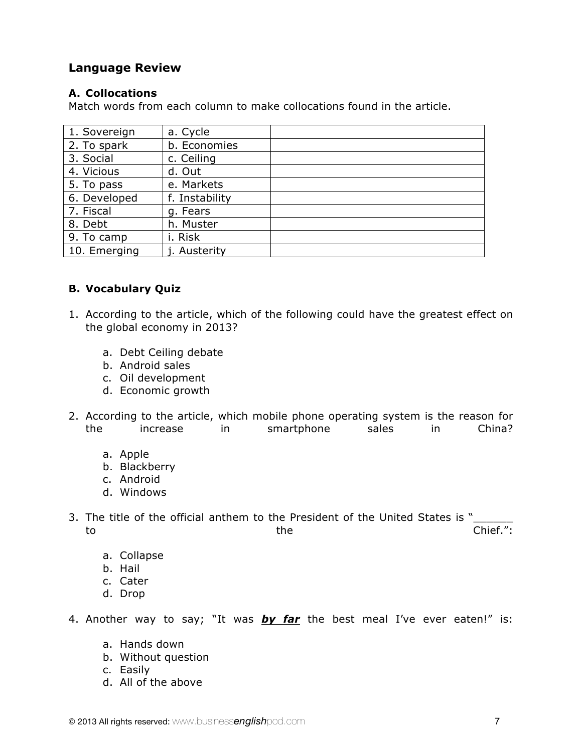## Language Review

### A. Collocations

Match words from each column to make collocations found in the article.

| | | |
|---|---|---|
| 1. Sovereign | a. Cycle | |
| 2. To spark | b. Economies | |
| 3. Social | c. Ceiling | |
| 4. Vicious | d. Out | |
| 5. To pass | e. Markets | |
| 6. Developed | f. Instability | |
| 7. Fiscal | g. Fears | |
| 8. Debt | h. Muster | |
| 9. To camp | i. Risk | |
| 10. Emerging | j. Austerity | |

### B. Vocabulary Quiz

1. According to the article, which of the following could have the greatest effect on the global economy in 2013?

    a. Debt Ceiling debate
    b. Android sales
    c. Oil development
    d. Economic growth

2. According to the article, which mobile phone operating system is the reason for the increase in smartphone sales in China?

    a. Apple
    b. Blackberry
    c. Android
    d. Windows

3. The title of the official anthem to the President of the United States is "______ to the Chief.":

    a. Collapse
    b. Hail
    c. Cater
    d. Drop

4. Another way to say; "It was ***by far*** the best meal I've ever eaten!" is:

    a. Hands down
    b. Without question
    c. Easily
    d. All of the above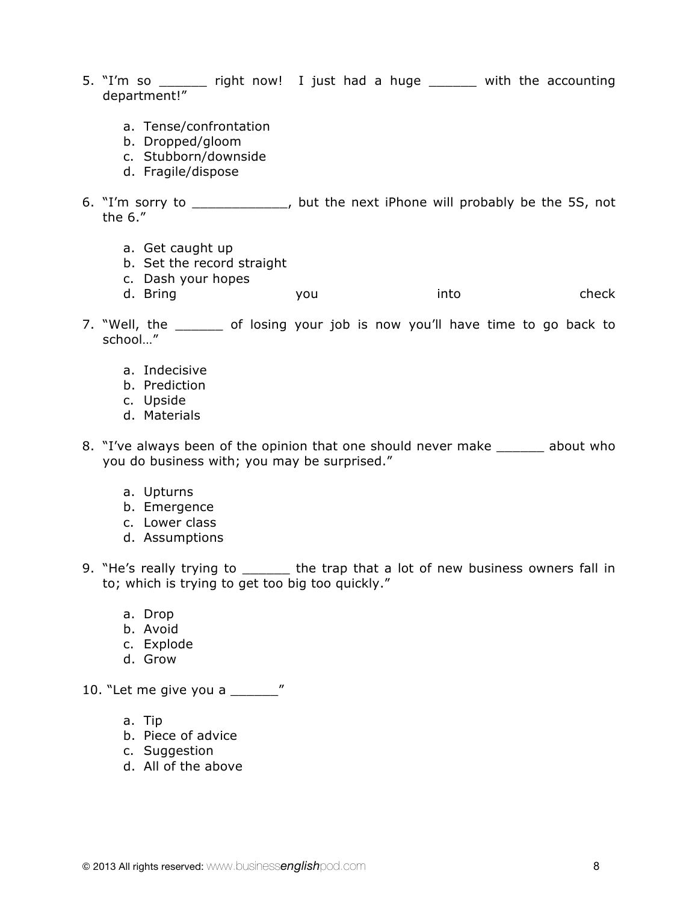5. "I'm so ______ right now! I just had a huge ______ with the accounting department!"

    a. Tense/confrontation
    b. Dropped/gloom
    c. Stubborn/downside
    d. Fragile/dispose

6. "I'm sorry to ____________, but the next iPhone will probably be the 5S, not the 6."

    a. Get caught up
    b. Set the record straight
    c. Dash your hopes
    d. Bring you into check

7. "Well, the ______ of losing your job is now you'll have time to go back to school…"

    a. Indecisive
    b. Prediction
    c. Upside
    d. Materials

8. "I've always been of the opinion that one should never make ______ about who you do business with; you may be surprised."

    a. Upturns
    b. Emergence
    c. Lower class
    d. Assumptions

9. "He's really trying to ______ the trap that a lot of new business owners fall in to; which is trying to get too big too quickly."

    a. Drop
    b. Avoid
    c. Explode
    d. Grow

10. "Let me give you a ______"

    a. Tip
    b. Piece of advice
    c. Suggestion
    d. All of the above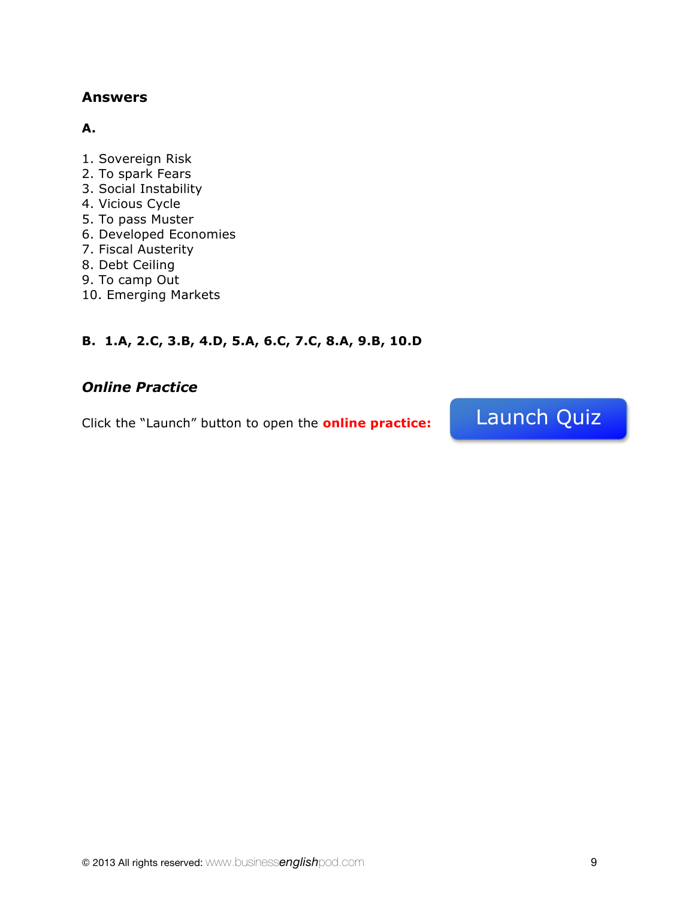## Answers

**A.**

1. Sovereign Risk
2. To spark Fears
3. Social Instability
4. Vicious Cycle
5. To pass Muster
6. Developed Economies
7. Fiscal Austerity
8. Debt Ceiling
9. To camp Out
10. Emerging Markets

**B. 1.A, 2.C, 3.B, 4.D, 5.A, 6.C, 7.C, 8.A, 9.B, 10.D**

### *Online Practice*

Click the "Launch" button to open the **online practice:** Launch Quiz